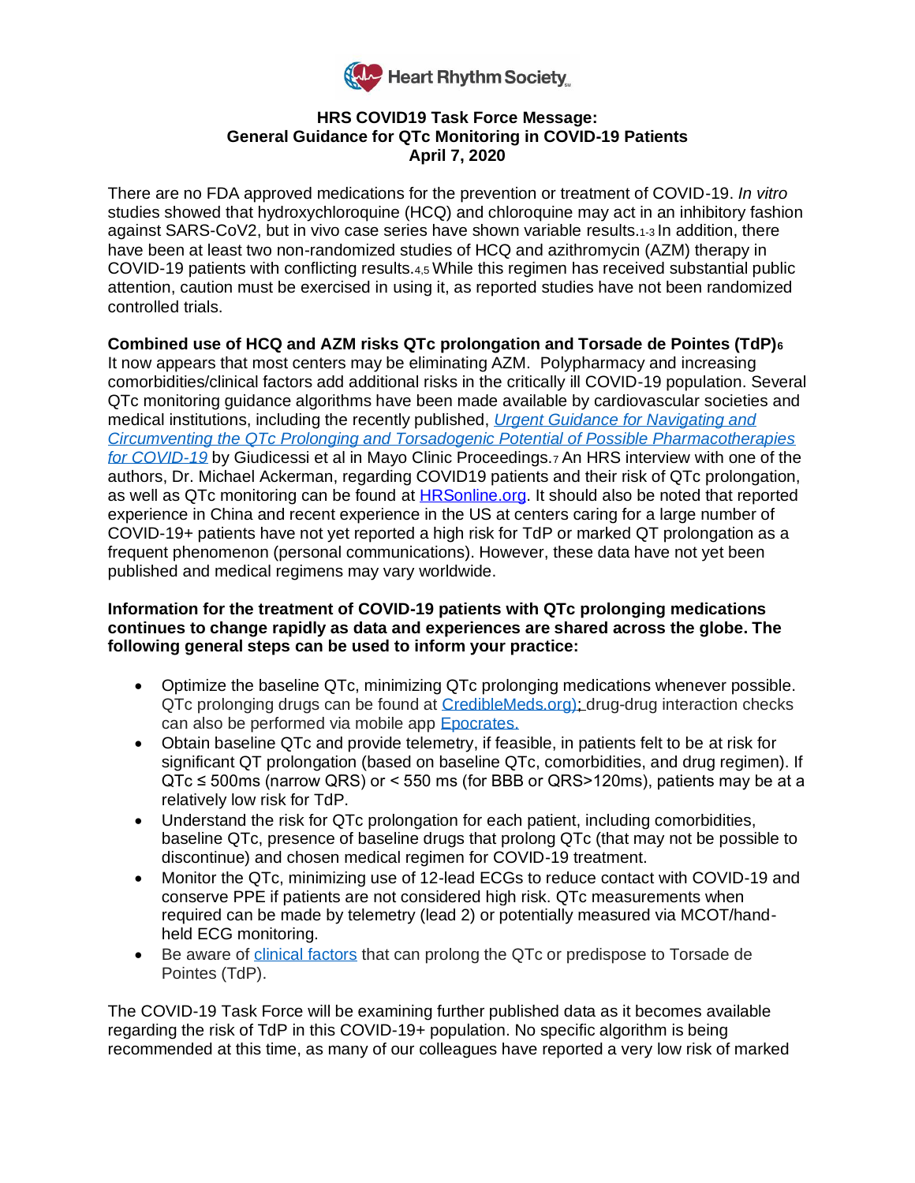Heart Rhythm Society

**HRS COVID19 Task Force Message:**
**General Guidance for QTc Monitoring in COVID-19 Patients**
**April 7, 2020**

There are no FDA approved medications for the prevention or treatment of COVID-19. *In vitro* studies showed that hydroxychloroquine (HCQ) and chloroquine may act in an inhibitory fashion against SARS-CoV2, but in vivo case series have shown variable results.[1-3] In addition, there have been at least two non-randomized studies of HCQ and azithromycin (AZM) therapy in COVID-19 patients with conflicting results.[4,5] While this regimen has received substantial public attention, caution must be exercised in using it, as reported studies have not been randomized controlled trials.

**Combined use of HCQ and AZM risks QTc prolongation and Torsade de Pointes (TdP)[6]**
It now appears that most centers may be eliminating AZM. Polypharmacy and increasing comorbidities/clinical factors add additional risks in the critically ill COVID-19 population. Several QTc monitoring guidance algorithms have been made available by cardiovascular societies and medical institutions, including the recently published, *Urgent Guidance for Navigating and Circumventing the QTc Prolonging and Torsadogenic Potential of Possible Pharmacotherapies for COVID-19* by Giudicessi et al in Mayo Clinic Proceedings.[7] An HRS interview with one of the authors, Dr. Michael Ackerman, regarding COVID19 patients and their risk of QTc prolongation, as well as QTc monitoring can be found at HRSonline.org. It should also be noted that reported experience in China and recent experience in the US at centers caring for a large number of COVID-19+ patients have not yet reported a high risk for TdP or marked QT prolongation as a frequent phenomenon (personal communications). However, these data have not yet been published and medical regimens may vary worldwide.

**Information for the treatment of COVID-19 patients with QTc prolonging medications continues to change rapidly as data and experiences are shared across the globe. The following general steps can be used to inform your practice:**

- Optimize the baseline QTc, minimizing QTc prolonging medications whenever possible. QTc prolonging drugs can be found at CredibleMeds.org); drug-drug interaction checks can also be performed via mobile app Epocrates.
- Obtain baseline QTc and provide telemetry, if feasible, in patients felt to be at risk for significant QT prolongation (based on baseline QTc, comorbidities, and drug regimen). If QTc ≤ 500ms (narrow QRS) or < 550 ms (for BBB or QRS>120ms), patients may be at a relatively low risk for TdP.
- Understand the risk for QTc prolongation for each patient, including comorbidities, baseline QTc, presence of baseline drugs that prolong QTc (that may not be possible to discontinue) and chosen medical regimen for COVID-19 treatment.
- Monitor the QTc, minimizing use of 12-lead ECGs to reduce contact with COVID-19 and conserve PPE if patients are not considered high risk. QTc measurements when required can be made by telemetry (lead 2) or potentially measured via MCOT/hand-held ECG monitoring.
- Be aware of clinical factors that can prolong the QTc or predispose to Torsade de Pointes (TdP).

The COVID-19 Task Force will be examining further published data as it becomes available regarding the risk of TdP in this COVID-19+ population. No specific algorithm is being recommended at this time, as many of our colleagues have reported a very low risk of marked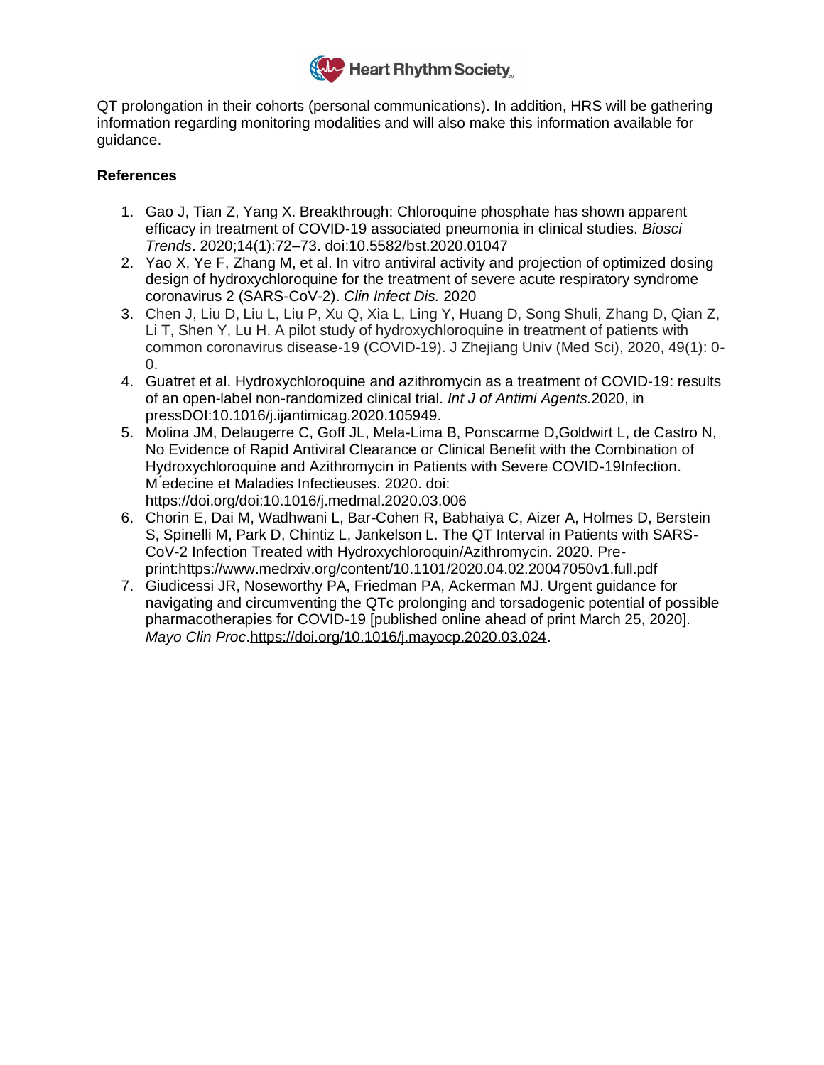QT prolongation in their cohorts (personal communications). In addition, HRS will be gathering information regarding monitoring modalities and will also make this information available for guidance.

**References**

1. Gao J, Tian Z, Yang X. Breakthrough: Chloroquine phosphate has shown apparent efficacy in treatment of COVID-19 associated pneumonia in clinical studies. *Biosci Trends*. 2020;14(1):72–73. doi:10.5582/bst.2020.01047
2. Yao X, Ye F, Zhang M, et al. In vitro antiviral activity and projection of optimized dosing design of hydroxychloroquine for the treatment of severe acute respiratory syndrome coronavirus 2 (SARS-CoV-2). *Clin Infect Dis.* 2020
3. Chen J, Liu D, Liu L, Liu P, Xu Q, Xia L, Ling Y, Huang D, Song Shuli, Zhang D, Qian Z, Li T, Shen Y, Lu H. A pilot study of hydroxychloroquine in treatment of patients with common coronavirus disease-19 (COVID-19). J Zhejiang Univ (Med Sci), 2020, 49(1): 0-0.
4. Guatret et al. Hydroxychloroquine and azithromycin as a treatment of COVID-19: results of an open-label non-randomized clinical trial. *Int J of Antimi Agents.*2020, in pressDOI:10.1016/j.ijantimicag.2020.105949.
5. Molina JM, Delaugerre C, Goff JL, Mela-Lima B, Ponscarme D,Goldwirt L, de Castro N, No Evidence of Rapid Antiviral Clearance or Clinical Benefit with the Combination of Hydroxychloroquine and Azithromycin in Patients with Severe COVID-19Infection. M´edecine et Maladies Infectieuses. 2020. doi: https://doi.org/doi:10.1016/j.medmal.2020.03.006
6. Chorin E, Dai M, Wadhwani L, Bar-Cohen R, Babhaiya C, Aizer A, Holmes D, Berstein S, Spinelli M, Park D, Chintiz L, Jankelson L. The QT Interval in Patients with SARS-CoV-2 Infection Treated with Hydroxychloroquin/Azithromycin. 2020. Pre-print:https://www.medrxiv.org/content/10.1101/2020.04.02.20047050v1.full.pdf
7. Giudicessi JR, Noseworthy PA, Friedman PA, Ackerman MJ. Urgent guidance for navigating and circumventing the QTc prolonging and torsadogenic potential of possible pharmacotherapies for COVID-19 [published online ahead of print March 25, 2020]. *Mayo Clin Proc*.https://doi.org/10.1016/j.mayocp.2020.03.024.